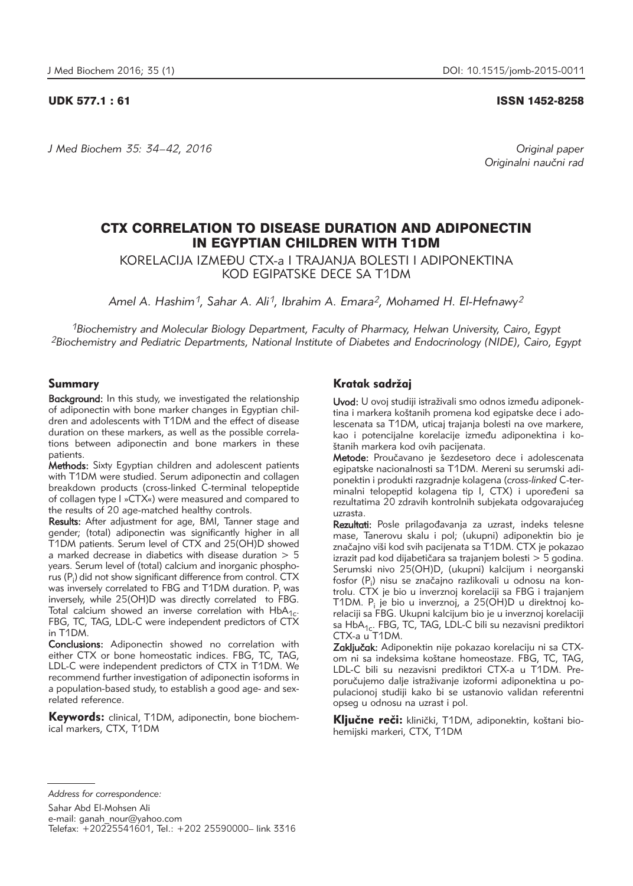UDK 577.1 : 61

ISSN 1452-8258

Original paper

Originalni naučni rad

# CTX CORRELATION TO DISEASE DURATION AND ADIPONECTIN IN EGYPTIAN CHILDREN WITH T1DM

KORELACIJA IZMEĐU CTX-a I TRAJANJA BOLESTI I ADIPONEKTINA KOD EGIPATSKE DECE SA T1DM

*Amel A. Hashim[1], Sahar A. Ali[1], Ibrahim A. Emara[2], Mohamed H. El-Hefnawy[2]*

*[1]Biochemistry and Molecular Biology Department, Faculty of Pharmacy, Helwan University, Cairo, Egypt*
*[2]Biochemistry and Pediatric Departments, National Institute of Diabetes and Endocrinology (NIDE), Cairo, Egypt*

## Summary

**Background:** In this study, we investigated the relationship of adiponectin with bone marker changes in Egyptian children and adolescents with T1DM and the effect of disease duration on these markers, as well as the possible correlations between adiponectin and bone markers in these patients.

**Methods:** Sixty Egyptian children and adolescent patients with T1DM were studied. Serum adiponectin and collagen breakdown products (cross-linked C-terminal telopeptide of collagen type I »CTX«) were measured and compared to the results of 20 age-matched healthy controls.

**Results:** After adjustment for age, BMI, Tanner stage and gender; (total) adiponectin was significantly higher in all T1DM patients. Serum level of CTX and 25(OH)D showed a marked decrease in diabetics with disease duration > 5 years. Serum level of (total) calcium and inorganic phosphorus ($P_i$) did not show significant difference from control. CTX was inversely correlated to FBG and T1DM duration. $P_i$ was inversely, while 25(OH)D was directly correlated to FBG. Total calcium showed an inverse correlation with $HbA_{1c}$. FBG, TC, TAG, LDL-C were independent predictors of CTX in T1DM.

**Conclusions:** Adiponectin showed no correlation with either CTX or bone homeostatic indices. FBG, TC, TAG, LDL-C were independent predictors of CTX in T1DM. We recommend further investigation of adiponectin isoforms in a population-based study, to establish a good age- and sex-related reference.

**Keywords:** clinical, T1DM, adiponectin, bone biochemical markers, CTX, T1DM

## Kratak sadržaj

**Uvod:** U ovoj studiji istraživali smo odnos između adiponektina i markera koštanih promena kod egipatske dece i adolescenata sa T1DM, uticaj trajanja bolesti na ove markere, kao i potencijalne korelacije između adiponektina i koštanih markera kod ovih pacijenata.

**Metode:** Proučavano je šezdesetoro dece i adolescenata egipatske nacionalnosti sa T1DM. Mereni su serumski adiponektin i produkti razgradnje kolagena (*cross-linked* C-terminalni telopeptid kolagena tip I, CTX) i upoređeni sa rezultatima 20 zdravih kontrolnih subjekata odgovarajućeg uzrasta.

**Rezultati:** Posle prilagođavanja za uzrast, indeks telesne mase, Tanerovu skalu i pol; (ukupni) adiponektin bio je značajno viši kod svih pacijenata sa T1DM. CTX je pokazao izrazit pad kod dijabetičara sa trajanjem bolesti > 5 godina. Serumski nivo 25(OH)D, (ukupni) kalcijum i neorganski fosfor ($P_i$) nisu se značajno razlikovali u odnosu na kontrolu. CTX je bio u inverznoj korelaciji sa FBG i trajanjem T1DM. $P_i$ je bio u inverznoj, a 25(OH)D u direktnoj korelaciji sa FBG. Ukupni kalcijum bio je u inverznoj korelaciji sa $HbA_{1c}$. FBG, TC, TAG, LDL-C bili su nezavisni prediktori CTX-a u T1DM.

**Zaključak:** Adiponektin nije pokazao korelaciju ni sa CTX-om ni sa indeksima koštane homeostaze. FBG, TC, TAG, LDL-C bili su nezavisni prediktori CTX-a u T1DM. Preporučujemo dalje istraživanje izoformi adiponektina u populacionoj studiji kako bi se ustanovio validan referentni opseg u odnosu na uzrast i pol.

**Ključne reči:** klinički, T1DM, adiponektin, koštani biohemijski markeri, CTX, T1DM

*Address for correspondence:*

Sahar Abd El-Mohsen Ali
e-mail: ganah_nour@yahoo.com
Telefax: +20225541601, Tel.: +202 25590000– link 3316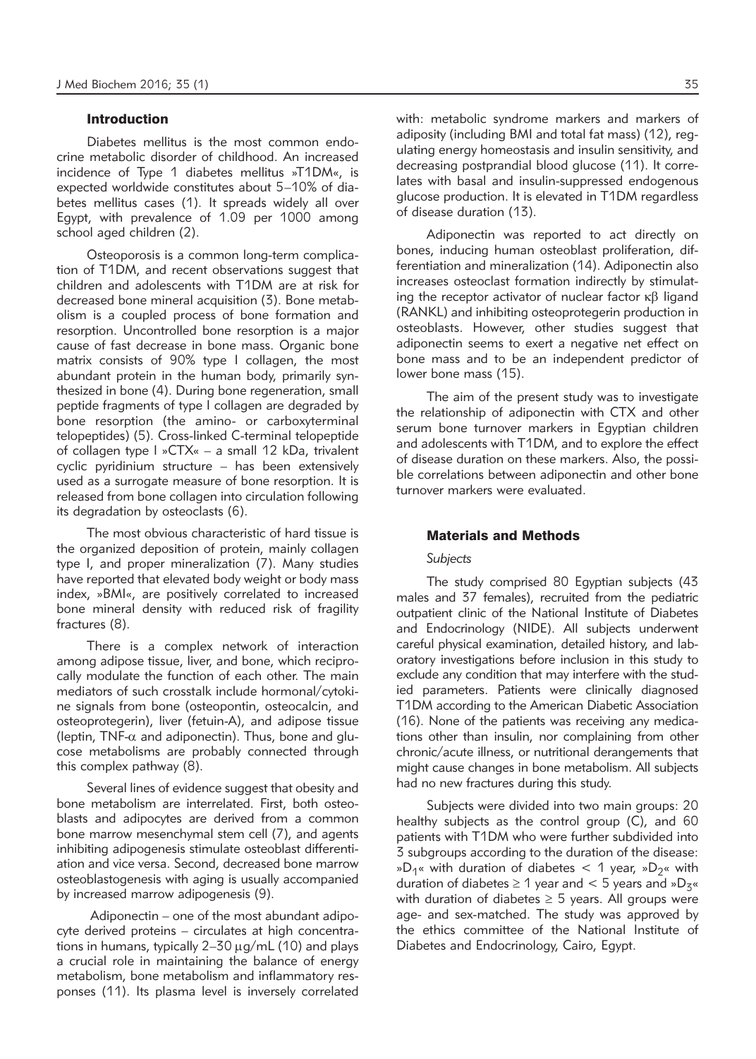## Introduction

Diabetes mellitus is the most common endocrine metabolic disorder of childhood. An increased incidence of Type 1 diabetes mellitus »T1DM«, is expected worldwide constitutes about 5–10% of diabetes mellitus cases (1). It spreads widely all over Egypt, with prevalence of 1.09 per 1000 among school aged children (2).

Osteoporosis is a common long-term complication of T1DM, and recent observations suggest that children and adolescents with T1DM are at risk for decreased bone mineral acquisition (3). Bone metabolism is a coupled process of bone formation and resorption. Uncontrolled bone resorption is a major cause of fast decrease in bone mass. Organic bone matrix consists of 90% type I collagen, the most abundant protein in the human body, primarily synthesized in bone (4). During bone regeneration, small peptide fragments of type I collagen are degraded by bone resorption (the amino- or carboxyterminal telopeptides) (5). Cross-linked C-terminal telopeptide of collagen type I »CTX« – a small 12 kDa, trivalent cyclic pyridinium structure – has been extensively used as a surrogate measure of bone resorption. It is released from bone collagen into circulation following its degradation by osteoclasts (6).

The most obvious characteristic of hard tissue is the organized deposition of protein, mainly collagen type I, and proper mineralization (7). Many studies have reported that elevated body weight or body mass index, »BMI«, are positively correlated to increased bone mineral density with reduced risk of fragility fractures (8).

There is a complex network of interaction among adipose tissue, liver, and bone, which reciprocally modulate the function of each other. The main mediators of such crosstalk include hormonal/cytokine signals from bone (osteopontin, osteocalcin, and osteoprotegerin), liver (fetuin-A), and adipose tissue (leptin, TNF-$\alpha$ and adiponectin). Thus, bone and glucose metabolisms are probably connected through this complex pathway (8).

Several lines of evidence suggest that obesity and bone metabolism are interrelated. First, both osteoblasts and adipocytes are derived from a common bone marrow mesenchymal stem cell (7), and agents inhibiting adipogenesis stimulate osteoblast differentiation and vice versa. Second, decreased bone marrow osteoblastogenesis with aging is usually accompanied by increased marrow adipogenesis (9).

Adiponectin – one of the most abundant adipocyte derived proteins – circulates at high concentrations in humans, typically 2–30 $\mu$g/mL (10) and plays a crucial role in maintaining the balance of energy metabolism, bone metabolism and inflammatory responses (11). Its plasma level is inversely correlated with: metabolic syndrome markers and markers of adiposity (including BMI and total fat mass) (12), regulating energy homeostasis and insulin sensitivity, and decreasing postprandial blood glucose (11). It correlates with basal and insulin-suppressed endogenous glucose production. It is elevated in T1DM regardless of disease duration (13).

Adiponectin was reported to act directly on bones, inducing human osteoblast proliferation, differentiation and mineralization (14). Adiponectin also increases osteoclast formation indirectly by stimulating the receptor activator of nuclear factor $\kappa\beta$ ligand (RANKL) and inhibiting osteoprotegerin production in osteoblasts. However, other studies suggest that adiponectin seems to exert a negative net effect on bone mass and to be an independent predictor of lower bone mass (15).

The aim of the present study was to investigate the relationship of adiponectin with CTX and other serum bone turnover markers in Egyptian children and adolescents with T1DM, and to explore the effect of disease duration on these markers. Also, the possible correlations between adiponectin and other bone turnover markers were evaluated.

## Materials and Methods

### *Subjects*

The study comprised 80 Egyptian subjects (43 males and 37 females), recruited from the pediatric outpatient clinic of the National Institute of Diabetes and Endocrinology (NIDE). All subjects underwent careful physical examination, detailed history, and laboratory investigations before inclusion in this study to exclude any condition that may interfere with the studied parameters. Patients were clinically diagnosed T1DM according to the American Diabetic Association (16). None of the patients was receiving any medications other than insulin, nor complaining from other chronic/acute illness, or nutritional derangements that might cause changes in bone metabolism. All subjects had no new fractures during this study.

Subjects were divided into two main groups: 20 healthy subjects as the control group (C), and 60 patients with T1DM who were further subdivided into 3 subgroups according to the duration of the disease: »$D_1$« with duration of diabetes $< 1$ year, »$D_2$« with duration of diabetes $\geq 1$ year and $< 5$ years and »$D_3$« with duration of diabetes $\geq 5$ years. All groups were age- and sex-matched. The study was approved by the ethics committee of the National Institute of Diabetes and Endocrinology, Cairo, Egypt.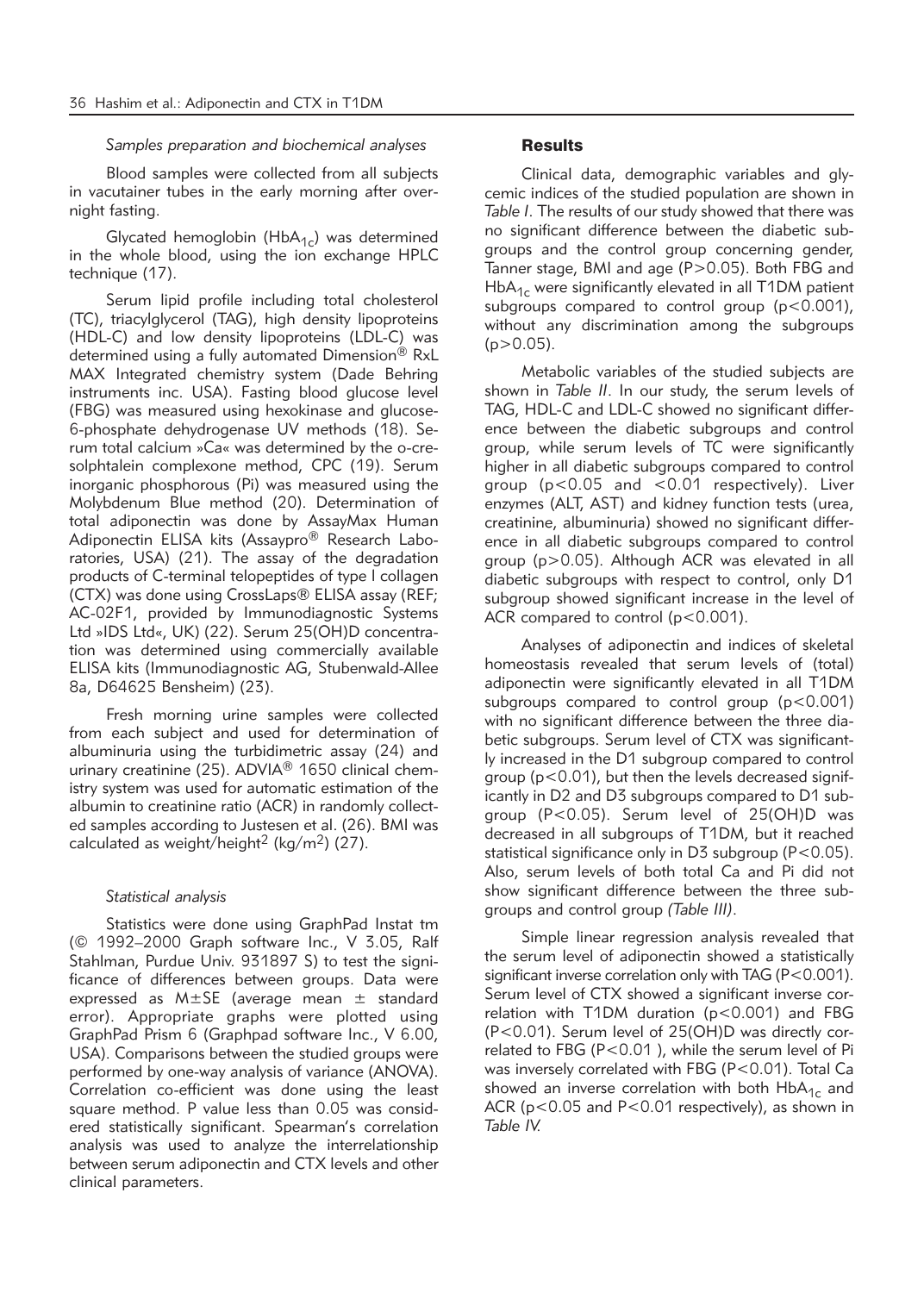*Samples preparation and biochemical analyses*

Blood samples were collected from all subjects in vacutainer tubes in the early morning after overnight fasting.

Glycated hemoglobin ($HbA_{1c}$) was determined in the whole blood, using the ion exchange HPLC technique (17).

Serum lipid profile including total cholesterol (TC), triacylglycerol (TAG), high density lipoproteins (HDL-C) and low density lipoproteins (LDL-C) was determined using a fully automated Dimension® RxL MAX Integrated chemistry system (Dade Behring instruments inc. USA). Fasting blood glucose level (FBG) was measured using hexokinase and glucose-6-phosphate dehydrogenase UV methods (18). Serum total calcium »Ca« was determined by the o-cresolphtalein complexone method, CPC (19). Serum inorganic phosphorous (Pi) was measured using the Molybdenum Blue method (20). Determination of total adiponectin was done by AssayMax Human Adiponectin ELISA kits (Assaypro® Research Laboratories, USA) (21). The assay of the degradation products of C-terminal telopeptides of type I collagen (CTX) was done using CrossLaps® ELISA assay (REF; AC-02F1, provided by Immunodiagnostic Systems Ltd »IDS Ltd«, UK) (22). Serum 25(OH)D concentration was determined using commercially available ELISA kits (Immunodiagnostic AG, Stubenwald-Allee 8a, D64625 Bensheim) (23).

Fresh morning urine samples were collected from each subject and used for determination of albuminuria using the turbidimetric assay (24) and urinary creatinine (25). ADVIA® 1650 clinical chemistry system was used for automatic estimation of the albumin to creatinine ratio (ACR) in randomly collected samples according to Justesen et al. (26). BMI was calculated as weight/height$^2$ (kg/m$^2$) (27).

*Statistical analysis*

Statistics were done using GraphPad Instat tm (© 1992–2000 Graph software Inc., V 3.05, Ralf Stahlman, Purdue Univ. 931897 S) to test the significance of differences between groups. Data were expressed as M±SE (average mean ± standard error). Appropriate graphs were plotted using GraphPad Prism 6 (Graphpad software Inc., V 6.00, USA). Comparisons between the studied groups were performed by one-way analysis of variance (ANOVA). Correlation co-efficient was done using the least square method. P value less than 0.05 was considered statistically significant. Spearman's correlation analysis was used to analyze the interrelationship between serum adiponectin and CTX levels and other clinical parameters.

## Results

Clinical data, demographic variables and glycemic indices of the studied population are shown in *Table I*. The results of our study showed that there was no significant difference between the diabetic subgroups and the control group concerning gender, Tanner stage, BMI and age ($P>0.05$). Both FBG and $HbA_{1c}$ were significantly elevated in all T1DM patient subgroups compared to control group ($p<0.001$), without any discrimination among the subgroups ($p>0.05$).

Metabolic variables of the studied subjects are shown in *Table II*. In our study, the serum levels of TAG, HDL-C and LDL-C showed no significant difference between the diabetic subgroups and control group, while serum levels of TC were significantly higher in all diabetic subgroups compared to control group ($p<0.05$ and $<0.01$ respectively). Liver enzymes (ALT, AST) and kidney function tests (urea, creatinine, albuminuria) showed no significant difference in all diabetic subgroups compared to control group ($p>0.05$). Although ACR was elevated in all diabetic subgroups with respect to control, only D1 subgroup showed significant increase in the level of ACR compared to control ($p<0.001$).

Analyses of adiponectin and indices of skeletal homeostasis revealed that serum levels of (total) adiponectin were significantly elevated in all T1DM subgroups compared to control group ($p<0.001$) with no significant difference between the three diabetic subgroups. Serum level of CTX was significantly increased in the D1 subgroup compared to control group ($p<0.01$), but then the levels decreased significantly in D2 and D3 subgroups compared to D1 subgroup ($P<0.05$). Serum level of 25(OH)D was decreased in all subgroups of T1DM, but it reached statistical significance only in D3 subgroup ($P<0.05$). Also, serum levels of both total Ca and Pi did not show significant difference between the three subgroups and control group *(Table III)*.

Simple linear regression analysis revealed that the serum level of adiponectin showed a statistically significant inverse correlation only with TAG ($P<0.001$). Serum level of CTX showed a significant inverse correlation with T1DM duration ($p<0.001$) and FBG ($P<0.01$). Serum level of 25(OH)D was directly correlated to FBG ($P<0.01$), while the serum level of Pi was inversely correlated with FBG ($P<0.01$). Total Ca showed an inverse correlation with both $HbA_{1c}$ and ACR ($p<0.05$ and $P<0.01$ respectively), as shown in *Table IV.*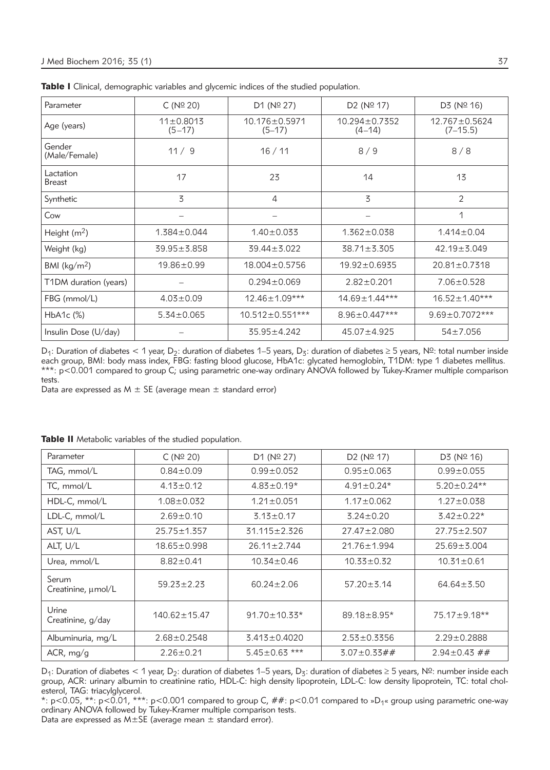**Table I** Clinical, demographic variables and glycemic indices of the studied population.

| Parameter | C (№ 20) | D1 (№ 27) | D2 (№ 17) | D3 (№ 16) |
|---|---|---|---|---|
| Age (years) | 11±0.8013 (5–17) | 10.176±0.5971 (5–17) | 10.294±0.7352 (4–14) | 12.767±0.5624 (7–15.5) |
| Gender (Male/Female) | 11 / 9 | 16 / 11 | 8 / 9 | 8 / 8 |
| Lactation Breast | 17 | 23 | 14 | 13 |
| Synthetic | 3 | 4 | 3 | 2 |
| Cow | – | – | – | 1 |
| Height ($m^2$) | 1.384±0.044 | 1.40±0.033 | 1.362±0.038 | 1.414±0.04 |
| Weight (kg) | 39.95±3.858 | 39.44±3.022 | 38.71±3.305 | 42.19±3.049 |
| BMI ($kg/m^2$) | 19.86±0.99 | 18.004±0.5756 | 19.92±0.6935 | 20.81±0.7318 |
| T1DM duration (years) | – | 0.294±0.069 | 2.82±0.201 | 7.06±0.528 |
| FBG (mmol/L) | 4.03±0.09 | 12.46±1.09*** | 14.69±1.44*** | 16.52±1.40*** |
| HbA1c (%) | 5.34±0.065 | 10.512±0.551*** | 8.96±0.447*** | 9.69±0.7072*** |
| Insulin Dose (U/day) | – | 35.95±4.242 | 45.07±4.925 | 54±7.056 |

$D_1$: Duration of diabetes < 1 year, $D_2$: duration of diabetes 1–5 years, $D_3$: duration of diabetes ≥ 5 years, №: total number inside each group, BMI: body mass index, FBG: fasting blood glucose, HbA1c: glycated hemoglobin, T1DM: type 1 diabetes mellitus. ***: $p<0.001$ compared to group C; using parametric one-way ordinary ANOVA followed by Tukey-Kramer multiple comparison tests.
Data are expressed as M ± SE (average mean ± standard error)

**Table II** Metabolic variables of the studied population.

| Parameter | C (№ 20) | D1 (№ 27) | D2 (№ 17) | D3 (№ 16) |
|---|---|---|---|---|
| TAG, mmol/L | 0.84±0.09 | 0.99±0.052 | 0.95±0.063 | 0.99±0.055 |
| TC, mmol/L | 4.13±0.12 | 4.83±0.19* | 4.91±0.24* | 5.20±0.24** |
| HDL-C, mmol/L | 1.08±0.032 | 1.21±0.051 | 1.17±0.062 | 1.27±0.038 |
| LDL-C, mmol/L | 2.69±0.10 | 3.13±0.17 | 3.24±0.20 | 3.42±0.22* |
| AST, U/L | 25.75±1.357 | 31.115±2.326 | 27.47±2.080 | 27.75±2.507 |
| ALT, U/L | 18.65±0.998 | 26.11±2.744 | 21.76±1.994 | 25.69±3.004 |
| Urea, mmol/L | 8.82±0.41 | 10.34±0.46 | 10.33±0.32 | 10.31±0.61 |
| Serum Creatinine, μmol/L | 59.23±2.23 | 60.24±2.06 | 57.20±3.14 | 64.64±3.50 |
| Urine Creatinine, g/day | 140.62±15.47 | 91.70±10.33* | 89.18±8.95* | 75.17±9.18** |
| Albuminuria, mg/L | 2.68±0.2548 | 3.413±0.4020 | 2.53±0.3356 | 2.29±0.2888 |
| ACR, mg/g | 2.26±0.21 | 5.45±0.63 *** | 3.07±0.33## | 2.94±0.43 ## |

$D_1$: Duration of diabetes < 1 year, $D_2$: duration of diabetes 1–5 years, $D_3$: duration of diabetes ≥ 5 years, №: number inside each group, ACR: urinary albumin to creatinine ratio, HDL-C: high density lipoprotein, LDL-C: low density lipoprotein, TC: total cholesterol, TAG: triacylglycerol.
*: $p<0.05$, **: $p<0.01$, ***: $p<0.001$ compared to group C, ##: $p<0.01$ compared to »$D_1$« group using parametric one-way ordinary ANOVA followed by Tukey-Kramer multiple comparison tests.
Data are expressed as M±SE (average mean ± standard error).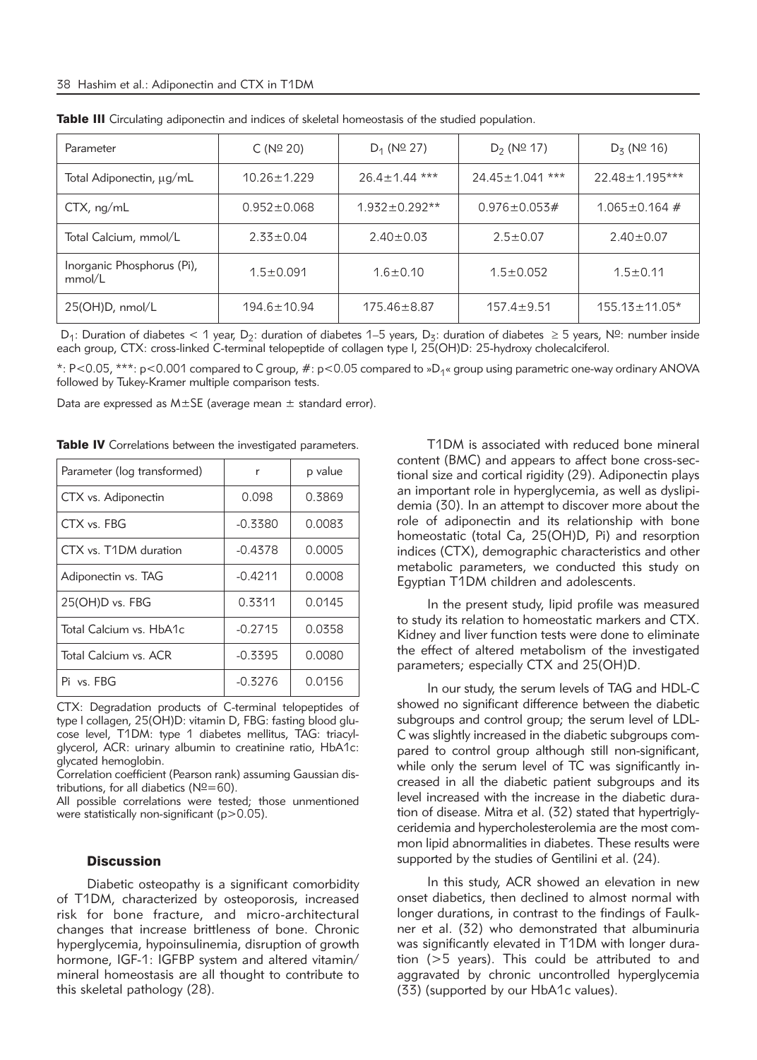**Table III** Circulating adiponectin and indices of skeletal homeostasis of the studied population.

| Parameter | C (№ 20) | $D_1$ (№ 27) | $D_2$ (№ 17) | $D_3$ (№ 16) |
|---|---|---|---|---|
| Total Adiponectin, μg/mL | 10.26±1.229 | 26.4±1.44 *** | 24.45±1.041 *** | 22.48±1.195*** |
| CTX, ng/mL | 0.952±0.068 | 1.932±0.292** | 0.976±0.053# | 1.065±0.164 # |
| Total Calcium, mmol/L | 2.33±0.04 | 2.40±0.03 | 2.5±0.07 | 2.40±0.07 |
| Inorganic Phosphorus (Pi), mmol/L | 1.5±0.091 | 1.6±0.10 | 1.5±0.052 | 1.5±0.11 |
| 25(OH)D, nmol/L | 194.6±10.94 | 175.46±8.87 | 157.4±9.51 | 155.13±11.05* |

$D_1$: Duration of diabetes < 1 year, $D_2$: duration of diabetes 1–5 years, $D_3$: duration of diabetes ≥ 5 years, №: number inside each group, CTX: cross-linked C-terminal telopeptide of collagen type I, 25(OH)D: 25-hydroxy cholecalciferol.

*: $P<0.05$, ***: $p<0.001$ compared to C group, #: $p<0.05$ compared to »$D_1$« group using parametric one-way ordinary ANOVA followed by Tukey-Kramer multiple comparison tests.

Data are expressed as M±SE (average mean ± standard error).

**Table IV** Correlations between the investigated parameters.

| Parameter (log transformed) | r | p value |
|---|---|---|
| CTX vs. Adiponectin | 0.098 | 0.3869 |
| CTX vs. FBG | -0.3380 | 0.0083 |
| CTX vs. T1DM duration | -0.4378 | 0.0005 |
| Adiponectin vs. TAG | -0.4211 | 0.0008 |
| 25(OH)D vs. FBG | 0.3311 | 0.0145 |
| Total Calcium vs. HbA1c | -0.2715 | 0.0358 |
| Total Calcium vs. ACR | -0.3395 | 0.0080 |
| Pi vs. FBG | -0.3276 | 0.0156 |

CTX: Degradation products of C-terminal telopeptides of type I collagen, 25(OH)D: vitamin D, FBG: fasting blood glucose level, T1DM: type 1 diabetes mellitus, TAG: triacylglycerol, ACR: urinary albumin to creatinine ratio, HbA1c: glycated hemoglobin.

Correlation coefficient (Pearson rank) assuming Gaussian distributions, for all diabetics (№=60).

All possible correlations were tested; those unmentioned were statistically non-significant ($p>0.05$).

## Discussion

Diabetic osteopathy is a significant comorbidity of T1DM, characterized by osteoporosis, increased risk for bone fracture, and micro-architectural changes that increase brittleness of bone. Chronic hyperglycemia, hypoinsulinemia, disruption of growth hormone, IGF-1: IGFBP system and altered vitamin/mineral homeostasis are all thought to contribute to this skeletal pathology (28).

T1DM is associated with reduced bone mineral content (BMC) and appears to affect bone cross-sectional size and cortical rigidity (29). Adiponectin plays an important role in hyperglycemia, as well as dyslipidemia (30). In an attempt to discover more about the role of adiponectin and its relationship with bone homeostatic (total Ca, 25(OH)D, Pi) and resorption indices (CTX), demographic characteristics and other metabolic parameters, we conducted this study on Egyptian T1DM children and adolescents.

In the present study, lipid profile was measured to study its relation to homeostatic markers and CTX. Kidney and liver function tests were done to eliminate the effect of altered metabolism of the investigated parameters; especially CTX and 25(OH)D.

In our study, the serum levels of TAG and HDL-C showed no significant difference between the diabetic subgroups and control group; the serum level of LDL-C was slightly increased in the diabetic subgroups compared to control group although still non-significant, while only the serum level of TC was significantly increased in all the diabetic patient subgroups and its level increased with the increase in the diabetic duration of disease. Mitra et al. (32) stated that hypertriglyceridemia and hypercholesterolemia are the most common lipid abnormalities in diabetes. These results were supported by the studies of Gentilini et al. (24).

In this study, ACR showed an elevation in new onset diabetics, then declined to almost normal with longer durations, in contrast to the findings of Faulkner et al. (32) who demonstrated that albuminuria was significantly elevated in T1DM with longer duration (>5 years). This could be attributed to and aggravated by chronic uncontrolled hyperglycemia (33) (supported by our HbA1c values).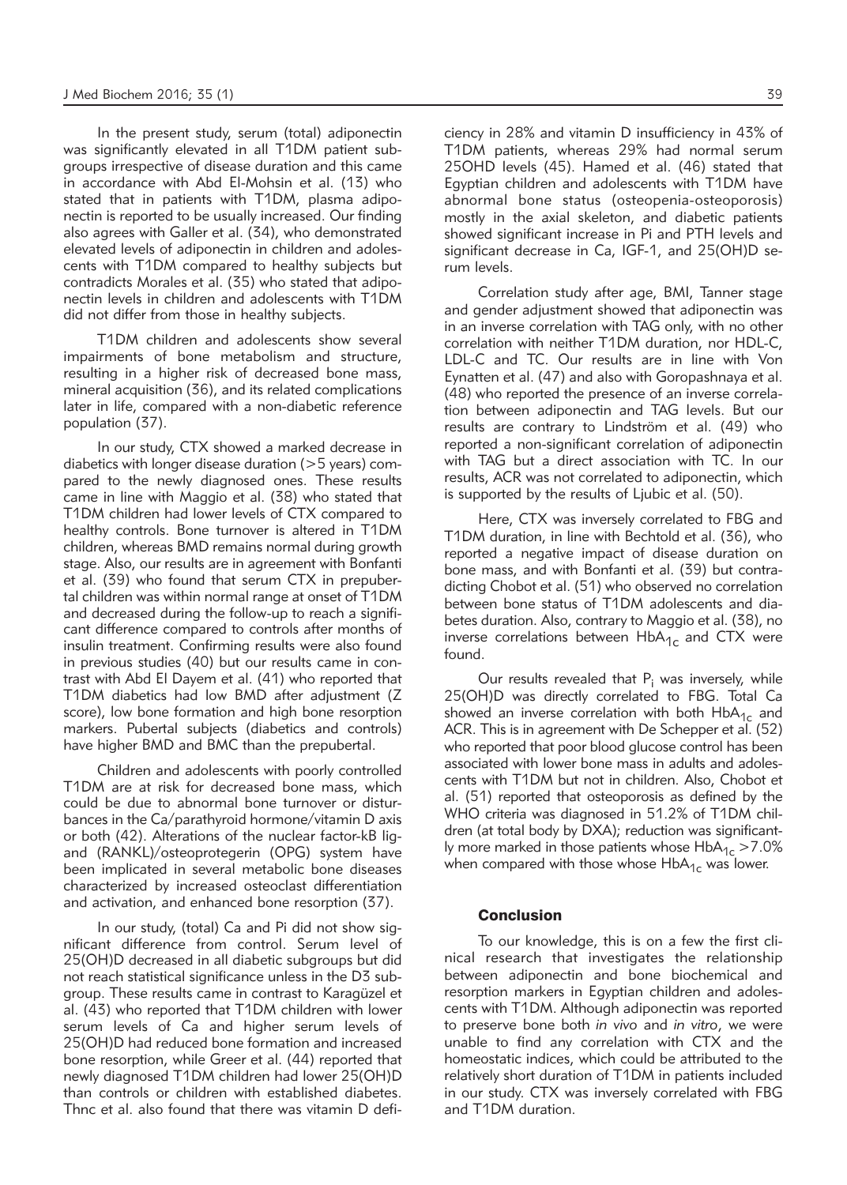In the present study, serum (total) adiponectin was significantly elevated in all T1DM patient subgroups irrespective of disease duration and this came in accordance with Abd El-Mohsin et al. (13) who stated that in patients with T1DM, plasma adiponectin is reported to be usually increased. Our finding also agrees with Galler et al. (34), who demonstrated elevated levels of adiponectin in children and adolescents with T1DM compared to healthy subjects but contradicts Morales et al. (35) who stated that adiponectin levels in children and adolescents with T1DM did not differ from those in healthy subjects.

T1DM children and adolescents show several impairments of bone metabolism and structure, resulting in a higher risk of decreased bone mass, mineral acquisition (36), and its related complications later in life, compared with a non-diabetic reference population (37).

In our study, CTX showed a marked decrease in diabetics with longer disease duration (>5 years) compared to the newly diagnosed ones. These results came in line with Maggio et al. (38) who stated that T1DM children had lower levels of CTX compared to healthy controls. Bone turnover is altered in T1DM children, whereas BMD remains normal during growth stage. Also, our results are in agreement with Bonfanti et al. (39) who found that serum CTX in prepubertal children was within normal range at onset of T1DM and decreased during the follow-up to reach a significant difference compared to controls after months of insulin treatment. Confirming results were also found in previous studies (40) but our results came in contrast with Abd El Dayem et al. (41) who reported that T1DM diabetics had low BMD after adjustment (Z score), low bone formation and high bone resorption markers. Pubertal subjects (diabetics and controls) have higher BMD and BMC than the prepubertal.

Children and adolescents with poorly controlled T1DM are at risk for decreased bone mass, which could be due to abnormal bone turnover or disturbances in the Ca/parathyroid hormone/vitamin D axis or both (42). Alterations of the nuclear factor-kB ligand (RANKL)/osteoprotegerin (OPG) system have been implicated in several metabolic bone diseases characterized by increased osteoclast differentiation and activation, and enhanced bone resorption (37).

In our study, (total) Ca and Pi did not show significant difference from control. Serum level of 25(OH)D decreased in all diabetic subgroups but did not reach statistical significance unless in the D3 subgroup. These results came in contrast to Karagüzel et al. (43) who reported that T1DM children with lower serum levels of Ca and higher serum levels of 25(OH)D had reduced bone formation and increased bone resorption, while Greer et al. (44) reported that newly diagnosed T1DM children had lower 25(OH)D than controls or children with established diabetes. Thnc et al. also found that there was vitamin D deficiency in 28% and vitamin D insufficiency in 43% of T1DM patients, whereas 29% had normal serum 25OHD levels (45). Hamed et al. (46) stated that Egyptian children and adolescents with T1DM have abnormal bone status (osteopenia-osteoporosis) mostly in the axial skeleton, and diabetic patients showed significant increase in Pi and PTH levels and significant decrease in Ca, IGF-1, and 25(OH)D serum levels.

Correlation study after age, BMI, Tanner stage and gender adjustment showed that adiponectin was in an inverse correlation with TAG only, with no other correlation with neither T1DM duration, nor HDL-C, LDL-C and TC. Our results are in line with Von Eynatten et al. (47) and also with Goropashnaya et al. (48) who reported the presence of an inverse correlation between adiponectin and TAG levels. But our results are contrary to Lindström et al. (49) who reported a non-significant correlation of adiponectin with TAG but a direct association with TC. In our results, ACR was not correlated to adiponectin, which is supported by the results of Ljubic et al. (50).

Here, CTX was inversely correlated to FBG and T1DM duration, in line with Bechtold et al. (36), who reported a negative impact of disease duration on bone mass, and with Bonfanti et al. (39) but contradicting Chobot et al. (51) who observed no correlation between bone status of T1DM adolescents and diabetes duration. Also, contrary to Maggio et al. (38), no inverse correlations between $HbA_{1c}$ and CTX were found.

Our results revealed that $P_i$ was inversely, while 25(OH)D was directly correlated to FBG. Total Ca showed an inverse correlation with both $HbA_{1c}$ and ACR. This is in agreement with De Schepper et al. (52) who reported that poor blood glucose control has been associated with lower bone mass in adults and adolescents with T1DM but not in children. Also, Chobot et al. (51) reported that osteoporosis as defined by the WHO criteria was diagnosed in 51.2% of T1DM children (at total body by DXA); reduction was significantly more marked in those patients whose $HbA_{1c}$ >7.0% when compared with those whose $HbA_{1c}$ was lower.

## Conclusion

To our knowledge, this is on a few the first clinical research that investigates the relationship between adiponectin and bone biochemical and resorption markers in Egyptian children and adolescents with T1DM. Although adiponectin was reported to preserve bone both *in vivo* and *in vitro*, we were unable to find any correlation with CTX and the homeostatic indices, which could be attributed to the relatively short duration of T1DM in patients included in our study. CTX was inversely correlated with FBG and T1DM duration.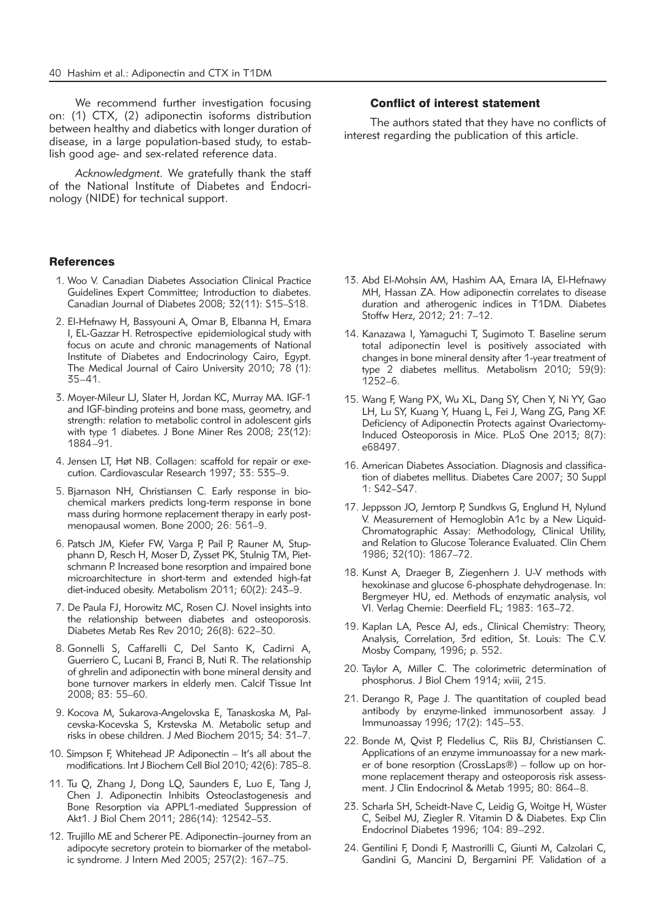We recommend further investigation focusing on: (1) CTX, (2) adiponectin isoforms distribution between healthy and diabetics with longer duration of disease, in a large population-based study, to establish good age- and sex-related reference data.

*Acknowledgment.* We gratefully thank the staff of the National Institute of Diabetes and Endocrinology (NIDE) for technical support.

### Conflict of interest statement

The authors stated that they have no conflicts of interest regarding the publication of this article.

### References

1. Woo V. Canadian Diabetes Association Clinical Practice Guidelines Expert Committee; Introduction to diabetes. Canadian Journal of Diabetes 2008; 32(11): S15–S18.
2. El-Hefnawy H, Bassyouni A, Omar B, Elbanna H, Emara I, EL-Gazzar H. Retrospective epidemiological study with focus on acute and chronic managements of National Institute of Diabetes and Endocrinology Cairo, Egypt. The Medical Journal of Cairo University 2010; 78 (1): 35–41.
3. Moyer-Mileur LJ, Slater H, Jordan KC, Murray MA. IGF-1 and IGF-binding proteins and bone mass, geometry, and strength: relation to metabolic control in adolescent girls with type 1 diabetes. J Bone Miner Res 2008; 23(12): 1884–91.
4. Jensen LT, Høt NB. Collagen: scaffold for repair or execution. Cardiovascular Research 1997; 33: 535–9.
5. Bjarnason NH, Christiansen C. Early response in biochemical markers predicts long-term response in bone mass during hormone replacement therapy in early postmenopausal women. Bone 2000; 26: 561–9.
6. Patsch JM, Kiefer FW, Varga P, Pail P, Rauner M, Stupphann D, Resch H, Moser D, Zysset PK, Stulnig TM, Pietschmann P. Increased bone resorption and impaired bone microarchitecture in short-term and extended high-fat diet-induced obesity. Metabolism 2011; 60(2): 243–9.
7. De Paula FJ, Horowitz MC, Rosen CJ. Novel insights into the relationship between diabetes and osteoporosis. Diabetes Metab Res Rev 2010; 26(8): 622–30.
8. Gonnelli S, Caffarelli C, Del Santo K, Cadirni A, Guerriero C, Lucani B, Franci B, Nuti R. The relationship of ghrelin and adiponectin with bone mineral density and bone turnover markers in elderly men. Calcif Tissue Int 2008; 83: 55–60.
9. Kocova M, Sukarova-Angelovska E, Tanaskoska M, Palcevska-Kocevska S, Krstevska M. Metabolic setup and risks in obese children. J Med Biochem 2015; 34: 31–7.
10. Simpson F, Whitehead JP. Adiponectin – It's all about the modifications. Int J Biochem Cell Biol 2010; 42(6): 785–8.
11. Tu Q, Zhang J, Dong LQ, Saunders E, Luo E, Tang J, Chen J. Adiponectin Inhibits Osteoclastogenesis and Bone Resorption via APPL1-mediated Suppression of Akt1. J Biol Chem 2011; 286(14): 12542–53.
12. Trujillo ME and Scherer PE. Adiponectin–journey from an adipocyte secretory protein to biomarker of the metabolic syndrome. J Intern Med 2005; 257(2): 167–75.
13. Abd El-Mohsin AM, Hashim AA, Emara IA, El-Hefnawy MH, Hassan ZA. How adiponectin correlates to disease duration and atherogenic indices in T1DM. Diabetes Stoffw Herz, 2012; 21: 7–12.
14. Kanazawa I, Yamaguchi T, Sugimoto T. Baseline serum total adiponectin level is positively associated with changes in bone mineral density after 1-year treatment of type 2 diabetes mellitus. Metabolism 2010; 59(9): 1252–6.
15. Wang F, Wang PX, Wu XL, Dang SY, Chen Y, Ni YY, Gao LH, Lu SY, Kuang Y, Huang L, Fei J, Wang ZG, Pang XF. Deficiency of Adiponectin Protects against Ovariectomy-Induced Osteoporosis in Mice. PLoS One 2013; 8(7): e68497.
16. American Diabetes Association. Diagnosis and classification of diabetes mellitus. Diabetes Care 2007; 30 Suppl 1: S42–S47.
17. Jeppsson JO, Jemtorp P, Sundkvıs G, Englund H, Nylund V. Measurement of Hemoglobin A1c by a New Liquid-Chromatographic Assay: Methodology, Clinical Utility, and Relation to Glucose Tolerance Evaluated. Clin Chem 1986; 32(10): 1867–72.
18. Kunst A, Draeger B, Ziegenhern J. U-V methods with hexokinase and glucose 6-phosphate dehydrogenase. In: Bergmeyer HU, ed. Methods of enzymatic analysis, vol VI. Verlag Chemie: Deerfield FL; 1983: 163–72.
19. Kaplan LA, Pesce AJ, eds., Clinical Chemistry: Theory, Analysis, Correlation, 3rd edition, St. Louis: The C.V. Mosby Company, 1996; p. 552.
20. Taylor A, Miller C. The colorimetric determination of phosphorus. J Biol Chem 1914; xviii, 215.
21. Derango R, Page J. The quantitation of coupled bead antibody by enzyme-linked immunosorbent assay. J Immunoassay 1996; 17(2): 145–53.
22. Bonde M, Qvist P, Fledelius C, Riis BJ, Christiansen C. Applications of an enzyme immunoassay for a new marker of bone resorption (CrossLaps®) – follow up on hormone replacement therapy and osteoporosis risk assessment. J Clin Endocrinol & Metab 1995; 80: 864–8.
23. Scharla SH, Scheidt-Nave C, Leidig G, Woitge H, Wüster C, Seibel MJ, Ziegler R. Vitamin D & Diabetes. Exp Clin Endocrinol Diabetes 1996; 104: 89–292.
24. Gentilini F, Dondi F, Mastrorilli C, Giunti M, Calzolari C, Gandini G, Mancini D, Bergamini PF. Validation of a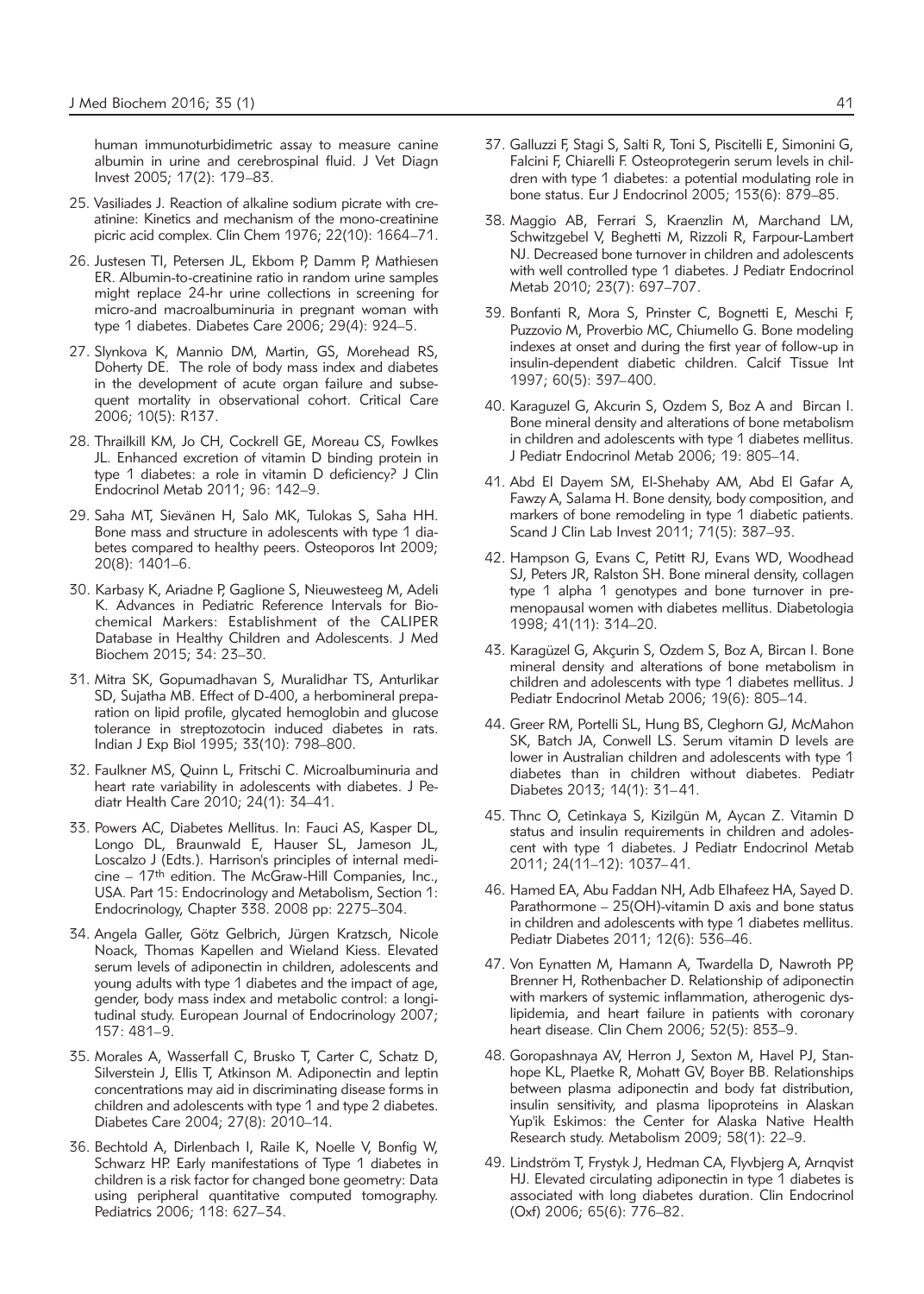human immunoturbidimetric assay to measure canine albumin in urine and cerebrospinal fluid. J Vet Diagn Invest 2005; 17(2): 179–83.

25. Vasiliades J. Reaction of alkaline sodium picrate with creatinine: Kinetics and mechanism of the mono-creatinine picric acid complex. Clin Chem 1976; 22(10): 1664–71.

26. Justesen TI, Petersen JL, Ekbom P, Damm P, Mathiesen ER. Albumin-to-creatinine ratio in random urine samples might replace 24-hr urine collections in screening for micro-and macroalbuminuria in pregnant woman with type 1 diabetes. Diabetes Care 2006; 29(4): 924–5.

27. Slynkova K, Mannio DM, Martin, GS, Morehead RS, Doherty DE. The role of body mass index and diabetes in the development of acute organ failure and subsequent mortality in observational cohort. Critical Care 2006; 10(5): R137.

28. Thrailkill KM, Jo CH, Cockrell GE, Moreau CS, Fowlkes JL. Enhanced excretion of vitamin D binding protein in type 1 diabetes: a role in vitamin D deficiency? J Clin Endocrinol Metab 2011; 96: 142–9.

29. Saha MT, Sievänen H, Salo MK, Tulokas S, Saha HH. Bone mass and structure in adolescents with type 1 diabetes compared to healthy peers. Osteoporos Int 2009; 20(8): 1401–6.

30. Karbasy K, Ariadne P, Gaglione S, Nieuwesteeg M, Adeli K. Advances in Pediatric Reference Intervals for Biochemical Markers: Establishment of the CALIPER Database in Healthy Children and Adolescents. J Med Biochem 2015; 34: 23–30.

31. Mitra SK, Gopumadhavan S, Muralidhar TS, Anturlikar SD, Sujatha MB. Effect of D-400, a herbomineral preparation on lipid profile, glycated hemoglobin and glucose tolerance in streptozotocin induced diabetes in rats. Indian J Exp Biol 1995; 33(10): 798–800.

32. Faulkner MS, Quinn L, Fritschi C. Microalbuminuria and heart rate variability in adolescents with diabetes. J Pediatr Health Care 2010; 24(1): 34–41.

33. Powers AC, Diabetes Mellitus. In: Fauci AS, Kasper DL, Longo DL, Braunwald E, Hauser SL, Jameson JL, Loscalzo J (Edts.). Harrison's principles of internal medicine – 17th edition. The McGraw-Hill Companies, Inc., USA. Part 15: Endocrinology and Metabolism, Section 1: Endocrinology, Chapter 338. 2008 pp: 2275–304.

34. Angela Galler, Götz Gelbrich, Jürgen Kratzsch, Nicole Noack, Thomas Kapellen and Wieland Kiess. Elevated serum levels of adiponectin in children, adolescents and young adults with type 1 diabetes and the impact of age, gender, body mass index and metabolic control: a longitudinal study. European Journal of Endocrinology 2007; 157: 481–9.

35. Morales A, Wasserfall C, Brusko T, Carter C, Schatz D, Silverstein J, Ellis T, Atkinson M. Adiponectin and leptin concentrations may aid in discriminating disease forms in children and adolescents with type 1 and type 2 diabetes. Diabetes Care 2004; 27(8): 2010–14.

36. Bechtold A, Dirlenbach I, Raile K, Noelle V, Bonfig W, Schwarz HP. Early manifestations of Type 1 diabetes in children is a risk factor for changed bone geometry: Data using peripheral quantitative computed tomography. Pediatrics 2006; 118: 627–34.

37. Galluzzi F, Stagi S, Salti R, Toni S, Piscitelli E, Simonini G, Falcini F, Chiarelli F. Osteoprotegerin serum levels in children with type 1 diabetes: a potential modulating role in bone status. Eur J Endocrinol 2005; 153(6): 879–85.

38. Maggio AB, Ferrari S, Kraenzlin M, Marchand LM, Schwitzgebel V, Beghetti M, Rizzoli R, Farpour-Lambert NJ. Decreased bone turnover in children and adolescents with well controlled type 1 diabetes. J Pediatr Endocrinol Metab 2010; 23(7): 697–707.

39. Bonfanti R, Mora S, Prinster C, Bognetti E, Meschi F, Puzzovio M, Proverbio MC, Chiumello G. Bone modeling indexes at onset and during the first year of follow-up in insulin-dependent diabetic children. Calcif Tissue Int 1997; 60(5): 397–400.

40. Karaguzel G, Akcurin S, Ozdem S, Boz A and Bircan I. Bone mineral density and alterations of bone metabolism in children and adolescents with type 1 diabetes mellitus. J Pediatr Endocrinol Metab 2006; 19: 805–14.

41. Abd El Dayem SM, El-Shehaby AM, Abd El Gafar A, Fawzy A, Salama H. Bone density, body composition, and markers of bone remodeling in type 1 diabetic patients. Scand J Clin Lab Invest 2011; 71(5): 387–93.

42. Hampson G, Evans C, Petitt RJ, Evans WD, Woodhead SJ, Peters JR, Ralston SH. Bone mineral density, collagen type 1 alpha 1 genotypes and bone turnover in premenopausal women with diabetes mellitus. Diabetologia 1998; 41(11): 314–20.

43. Karagüzel G, Akçurin S, Ozdem S, Boz A, Bircan I. Bone mineral density and alterations of bone metabolism in children and adolescents with type 1 diabetes mellitus. J Pediatr Endocrinol Metab 2006; 19(6): 805–14.

44. Greer RM, Portelli SL, Hung BS, Cleghorn GJ, McMahon SK, Batch JA, Conwell LS. Serum vitamin D levels are lower in Australian children and adolescents with type 1 diabetes than in children without diabetes. Pediatr Diabetes 2013; 14(1): 31–41.

45. Thnc O, Cetinkaya S, Kizilgün M, Aycan Z. Vitamin D status and insulin requirements in children and adolescent with type 1 diabetes. J Pediatr Endocrinol Metab 2011; 24(11–12): 1037–41.

46. Hamed EA, Abu Faddan NH, Adb Elhafeez HA, Sayed D. Parathormone – 25(OH)-vitamin D axis and bone status in children and adolescents with type 1 diabetes mellitus. Pediatr Diabetes 2011; 12(6): 536–46.

47. Von Eynatten M, Hamann A, Twardella D, Nawroth PP, Brenner H, Rothenbacher D. Relationship of adiponectin with markers of systemic inflammation, atherogenic dyslipidemia, and heart failure in patients with coronary heart disease. Clin Chem 2006; 52(5): 853–9.

48. Goropashnaya AV, Herron J, Sexton M, Havel PJ, Stanhope KL, Plaetke R, Mohatt GV, Boyer BB. Relationships between plasma adiponectin and body fat distribution, insulin sensitivity, and plasma lipoproteins in Alaskan Yup'ik Eskimos: the Center for Alaska Native Health Research study. Metabolism 2009; 58(1): 22–9.

49. Lindström T, Frystyk J, Hedman CA, Flyvbjerg A, Arnqvist HJ. Elevated circulating adiponectin in type 1 diabetes is associated with long diabetes duration. Clin Endocrinol (Oxf) 2006; 65(6): 776–82.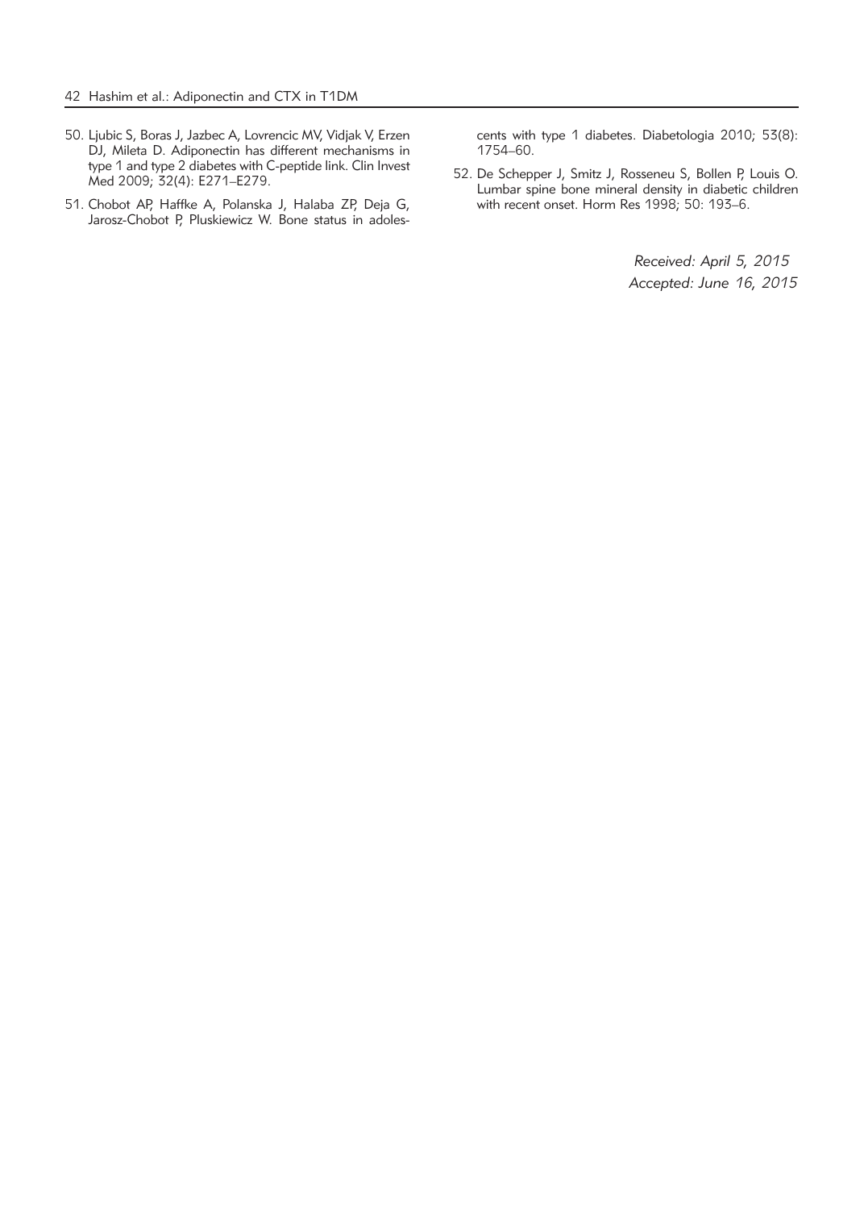50. Ljubic S, Boras J, Jazbec A, Lovrencic MV, Vidjak V, Erzen DJ, Mileta D. Adiponectin has different mechanisms in type 1 and type 2 diabetes with C-peptide link. Clin Invest Med 2009; 32(4): E271–E279.

51. Chobot AP, Haffke A, Polanska J, Halaba ZP, Deja G, Jarosz-Chobot P, Pluskiewicz W. Bone status in adolescents with type 1 diabetes. Diabetologia 2010; 53(8): 1754–60.

52. De Schepper J, Smitz J, Rosseneu S, Bollen P, Louis O. Lumbar spine bone mineral density in diabetic children with recent onset. Horm Res 1998; 50: 193–6.

*Received: April 5, 2015*
*Accepted: June 16, 2015*